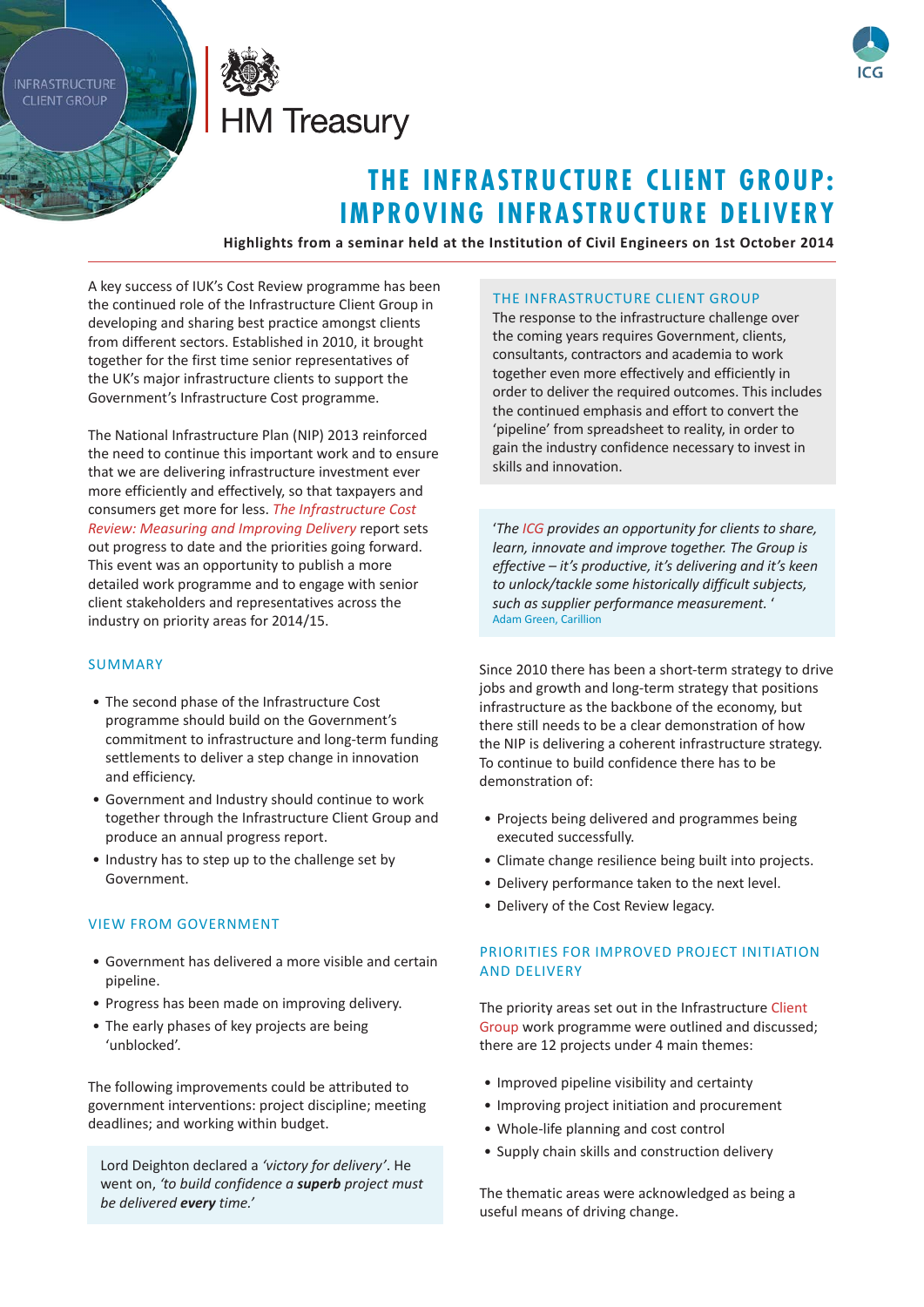INFRASTRUCTURE CLIENT GROUP

HM Treasury

ICG

# THE INFRASTRUCTURE CLIENT GROUP: IMPROVING INFRASTRUCTURE DELIVERY

**Highlights from a seminar held at the Institution of Civil Engineers on 1st October 2014**

A key success of IUK's Cost Review programme has been the continued role of the Infrastructure Client Group in developing and sharing best practice amongst clients from different sectors. Established in 2010, it brought together for the first time senior representatives of the UK's major infrastructure clients to support the Government's Infrastructure Cost programme.

The National Infrastructure Plan (NIP) 2013 reinforced the need to continue this important work and to ensure that we are delivering infrastructure investment ever more efficiently and effectively, so that taxpayers and consumers get more for less. *The Infrastructure Cost Review: Measuring and Improving Delivery* report sets out progress to date and the priorities going forward. This event was an opportunity to publish a more detailed work programme and to engage with senior client stakeholders and representatives across the industry on priority areas for 2014/15.

## SUMMARY

- The second phase of the Infrastructure Cost programme should build on the Government's commitment to infrastructure and long-term funding settlements to deliver a step change in innovation and efficiency.
- Government and Industry should continue to work together through the Infrastructure Client Group and produce an annual progress report.
- Industry has to step up to the challenge set by Government.

## VIEW FROM GOVERNMENT

- Government has delivered a more visible and certain pipeline.
- Progress has been made on improving delivery.
- The early phases of key projects are being 'unblocked'.

The following improvements could be attributed to government interventions: project discipline; meeting deadlines; and working within budget.

> Lord Deighton declared a *'victory for delivery'*. He went on, *'to build confidence a **superb** project must be delivered **every** time.'*

## THE INFRASTRUCTURE CLIENT GROUP

The response to the infrastructure challenge over the coming years requires Government, clients, consultants, contractors and academia to work together even more effectively and efficiently in order to deliver the required outcomes. This includes the continued emphasis and effort to convert the 'pipeline' from spreadsheet to reality, in order to gain the industry confidence necessary to invest in skills and innovation.

> *'The ICG provides an opportunity for clients to share, learn, innovate and improve together. The Group is effective – it's productive, it's delivering and it's keen to unlock/tackle some historically difficult subjects, such as supplier performance measurement.'*
> Adam Green, Carillion

Since 2010 there has been a short-term strategy to drive jobs and growth and long-term strategy that positions infrastructure as the backbone of the economy, but there still needs to be a clear demonstration of how the NIP is delivering a coherent infrastructure strategy. To continue to build confidence there has to be demonstration of:

- Projects being delivered and programmes being executed successfully.
- Climate change resilience being built into projects.
- Delivery performance taken to the next level.
- Delivery of the Cost Review legacy.

## PRIORITIES FOR IMPROVED PROJECT INITIATION AND DELIVERY

The priority areas set out in the Infrastructure Client Group work programme were outlined and discussed; there are 12 projects under 4 main themes:

- Improved pipeline visibility and certainty
- Improving project initiation and procurement
- Whole-life planning and cost control
- Supply chain skills and construction delivery

The thematic areas were acknowledged as being a useful means of driving change.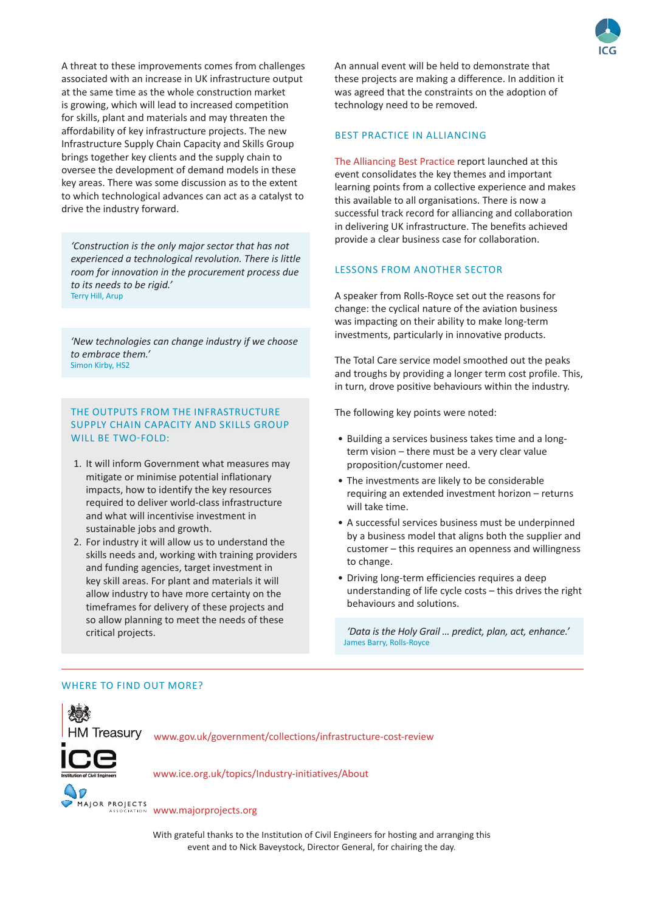A threat to these improvements comes from challenges associated with an increase in UK infrastructure output at the same time as the whole construction market is growing, which will lead to increased competition for skills, plant and materials and may threaten the affordability of key infrastructure projects. The new Infrastructure Supply Chain Capacity and Skills Group brings together key clients and the supply chain to oversee the development of demand models in these key areas. There was some discussion as to the extent to which technological advances can act as a catalyst to drive the industry forward.

> *'Construction is the only major sector that has not experienced a technological revolution. There is little room for innovation in the procurement process due to its needs to be rigid.'*
> Terry Hill, Arup

> *'New technologies can change industry if we choose to embrace them.'*
> Simon Kirby, HS2

### THE OUTPUTS FROM THE INFRASTRUCTURE SUPPLY CHAIN CAPACITY AND SKILLS GROUP WILL BE TWO-FOLD:

1. It will inform Government what measures may mitigate or minimise potential inflationary impacts, how to identify the key resources required to deliver world-class infrastructure and what will incentivise investment in sustainable jobs and growth.
2. For industry it will allow us to understand the skills needs and, working with training providers and funding agencies, target investment in key skill areas. For plant and materials it will allow industry to have more certainty on the timeframes for delivery of these projects and so allow planning to meet the needs of these critical projects.

An annual event will be held to demonstrate that these projects are making a difference. In addition it was agreed that the constraints on the adoption of technology need to be removed.

### BEST PRACTICE IN ALLIANCING

The Alliancing Best Practice report launched at this event consolidates the key themes and important learning points from a collective experience and makes this available to all organisations. There is now a successful track record for alliancing and collaboration in delivering UK infrastructure. The benefits achieved provide a clear business case for collaboration.

### LESSONS FROM ANOTHER SECTOR

A speaker from Rolls-Royce set out the reasons for change: the cyclical nature of the aviation business was impacting on their ability to make long-term investments, particularly in innovative products.

The Total Care service model smoothed out the peaks and troughs by providing a longer term cost profile. This, in turn, drove positive behaviours within the industry.

The following key points were noted:

- Building a services business takes time and a long-term vision – there must be a very clear value proposition/customer need.
- The investments are likely to be considerable requiring an extended investment horizon – returns will take time.
- A successful services business must be underpinned by a business model that aligns both the supplier and customer – this requires an openness and willingness to change.
- Driving long-term efficiencies requires a deep understanding of life cycle costs – this drives the right behaviours and solutions.

> *'Data is the Holy Grail … predict, plan, act, enhance.'*
> James Barry, Rolls-Royce

### WHERE TO FIND OUT MORE?

HM Treasury – www.gov.uk/government/collections/infrastructure-cost-review

ice (Institution of Civil Engineers) – www.ice.org.uk/topics/Industry-initiatives/About

Major Projects Association – www.majorprojects.org

With grateful thanks to the Institution of Civil Engineers for hosting and arranging this event and to Nick Baveystock, Director General, for chairing the day.